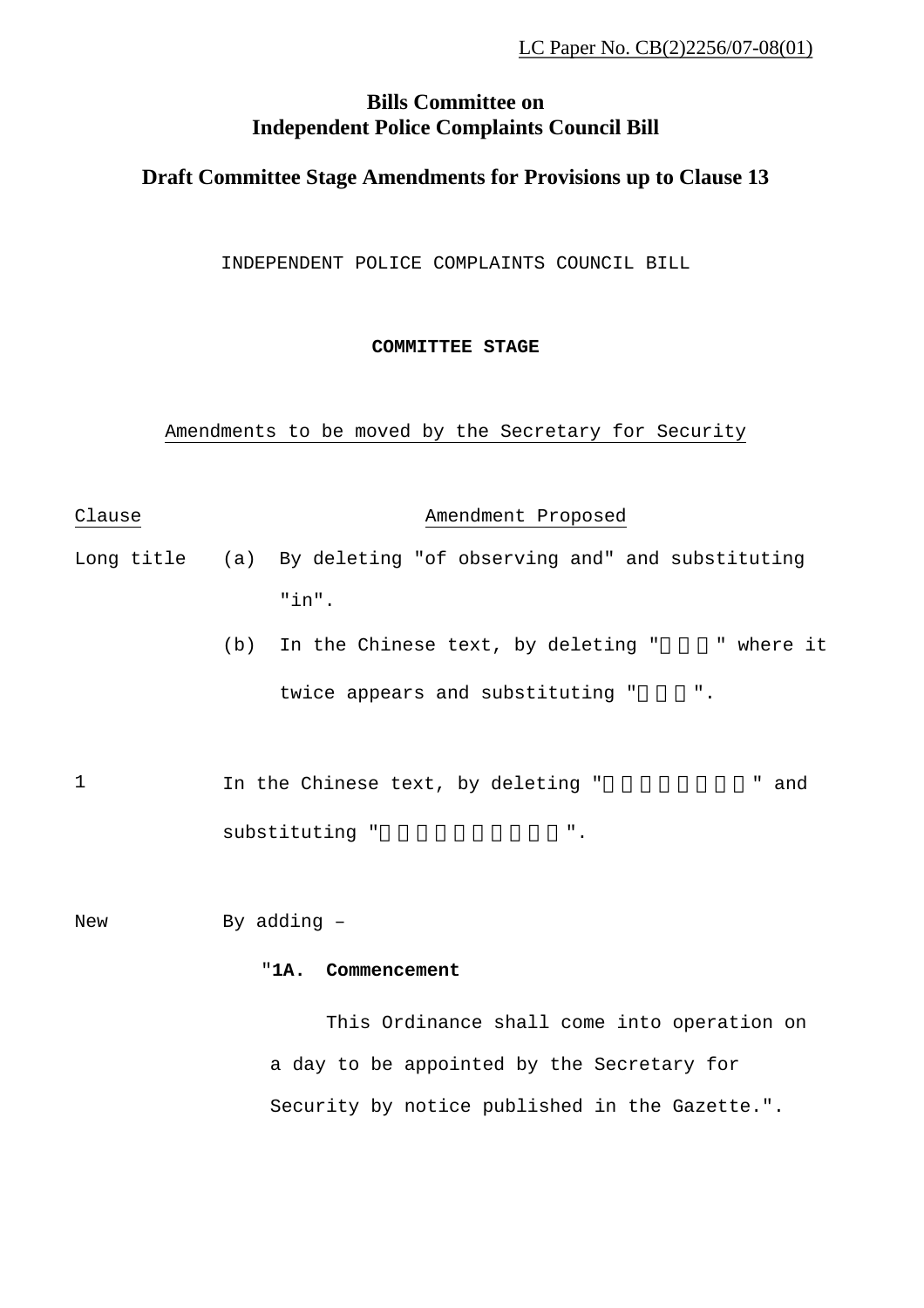LC Paper No. CB(2)2256/07-08(01)

**Bills Committee on**
**Independent Police Complaints Council Bill**

**Draft Committee Stage Amendments for Provisions up to Clause 13**

INDEPENDENT POLICE COMPLAINTS COUNCIL BILL

**COMMITTEE STAGE**

Amendments to be moved by the Secretary for Security

| Clause | Amendment Proposed |
|---|---|
| Long title | (a) By deleting "of observing and" and substituting "in".<br>(b) In the Chinese text, by deleting "   " where it twice appears and substituting "   ". |
| 1 | In the Chinese text, by deleting "       " and substituting "         ". |
| New | By adding –<br>"**1A. Commencement**<br>This Ordinance shall come into operation on a day to be appointed by the Secretary for Security by notice published in the Gazette.". |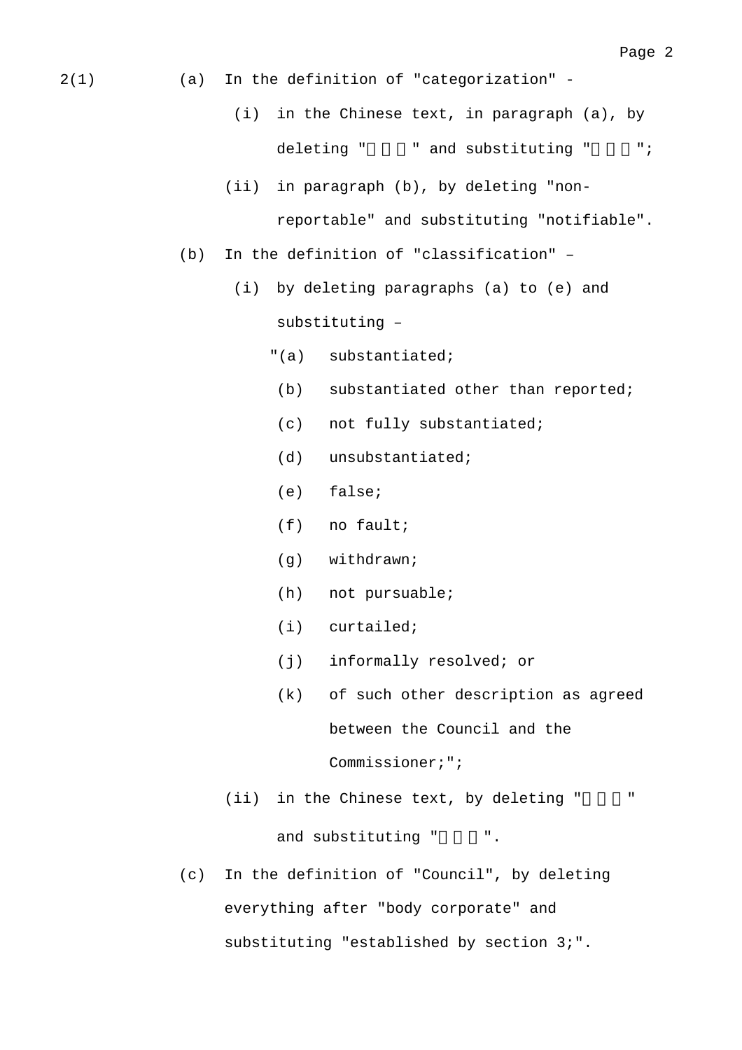2(1)

(a) In the definition of "categorization" -

(i) in the Chinese text, in paragraph (a), by deleting "□□□" and substituting "□□□";

(ii) in paragraph (b), by deleting "non-reportable" and substituting "notifiable".

(b) In the definition of "classification" –

(i) by deleting paragraphs (a) to (e) and substituting –

"(a) substantiated;

(b) substantiated other than reported;

(c) not fully substantiated;

(d) unsubstantiated;

(e) false;

(f) no fault;

(g) withdrawn;

(h) not pursuable;

(i) curtailed;

(j) informally resolved; or

(k) of such other description as agreed between the Council and the Commissioner;";

(ii) in the Chinese text, by deleting "□□□" and substituting "□□□".

(c) In the definition of "Council", by deleting everything after "body corporate" and substituting "established by section 3;".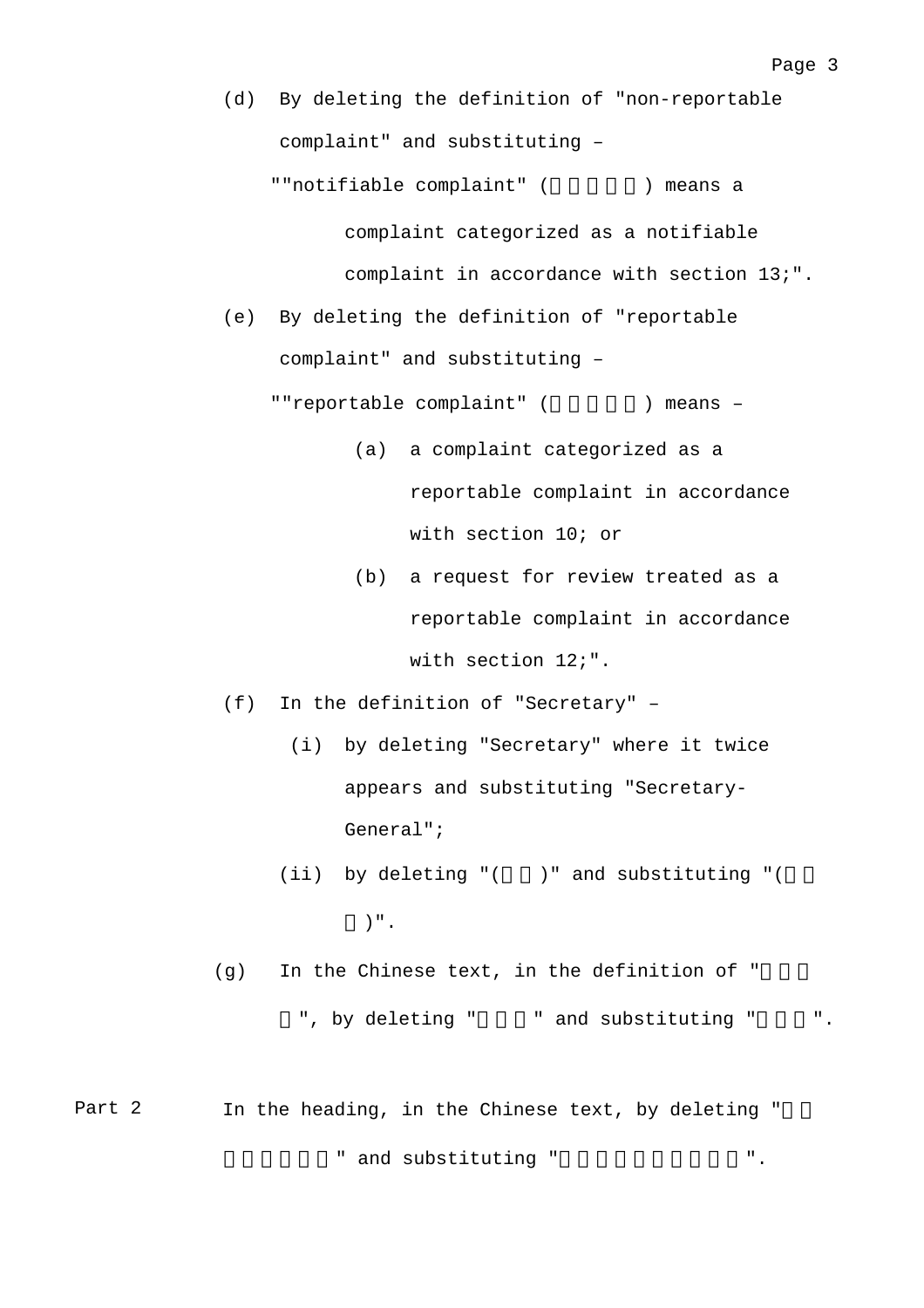(d) By deleting the definition of "non-reportable complaint" and substituting –

""notifiable complaint" (     ) means a complaint categorized as a notifiable complaint in accordance with section 13;".

(e) By deleting the definition of "reportable complaint" and substituting –

""reportable complaint" (     ) means –

   (a) a complaint categorized as a reportable complaint in accordance with section 10; or

   (b) a request for review treated as a reportable complaint in accordance with section 12;".

(f) In the definition of "Secretary" –

   (i) by deleting "Secretary" where it twice appears and substituting "Secretary-General";

   (ii) by deleting "(  )" and substituting "(   )".

(g) In the Chinese text, in the definition of "    ", by deleting "   " and substituting "   ".

Part 2 — In the heading, in the Chinese text, by deleting "       " and substituting "          ".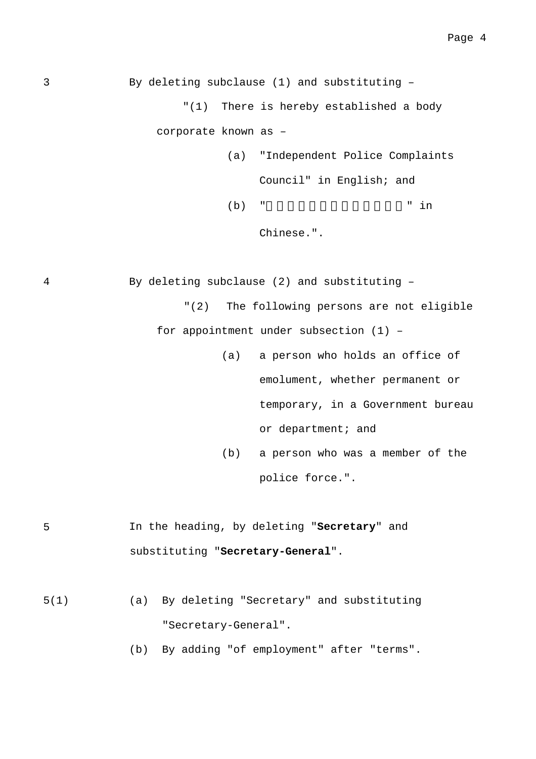3 By deleting subclause (1) and substituting –

> "(1) There is hereby established a body corporate known as –
>
> (a) "Independent Police Complaints Council" in English; and
>
> (b) "□□□□□□□□□□□□□" in Chinese.".

4 By deleting subclause (2) and substituting –

> "(2) The following persons are not eligible for appointment under subsection (1) –
>
> (a) a person who holds an office of emolument, whether permanent or temporary, in a Government bureau or department; and
>
> (b) a person who was a member of the police force.".

5 In the heading, by deleting "**Secretary**" and substituting "**Secretary-General**".

5(1) (a) By deleting "Secretary" and substituting "Secretary-General".

(b) By adding "of employment" after "terms".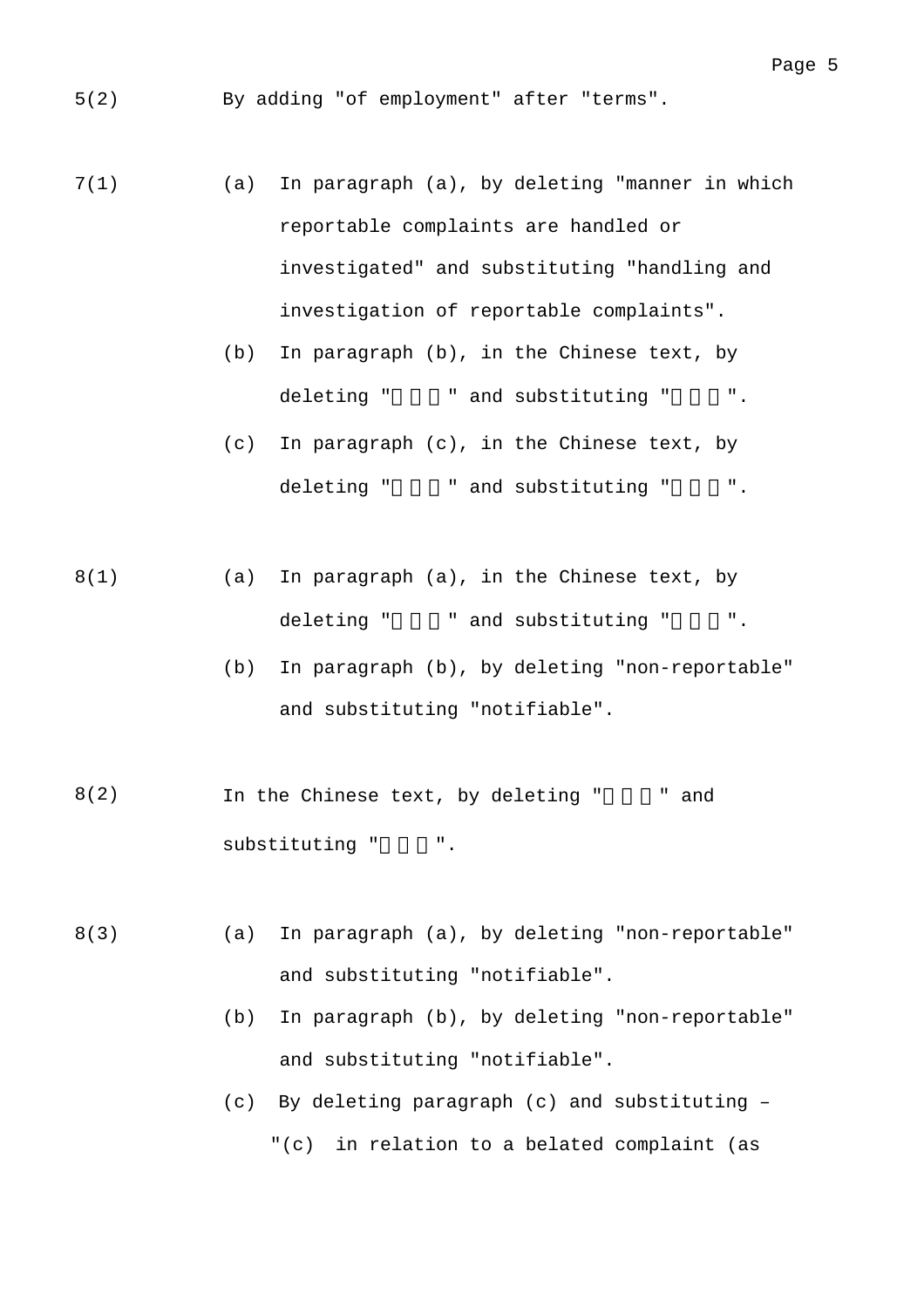5(2) By adding "of employment" after "terms".

7(1)

(a) In paragraph (a), by deleting "manner in which reportable complaints are handled or investigated" and substituting "handling and investigation of reportable complaints".

(b) In paragraph (b), in the Chinese text, by deleting "   " and substituting "   ".

(c) In paragraph (c), in the Chinese text, by deleting "   " and substituting "   ".

8(1)

(a) In paragraph (a), in the Chinese text, by deleting "   " and substituting "   ".

(b) In paragraph (b), by deleting "non-reportable" and substituting "notifiable".

8(2) In the Chinese text, by deleting "   " and substituting "   ".

8(3)

(a) In paragraph (a), by deleting "non-reportable" and substituting "notifiable".

(b) In paragraph (b), by deleting "non-reportable" and substituting "notifiable".

(c) By deleting paragraph (c) and substituting –

"(c) in relation to a belated complaint (as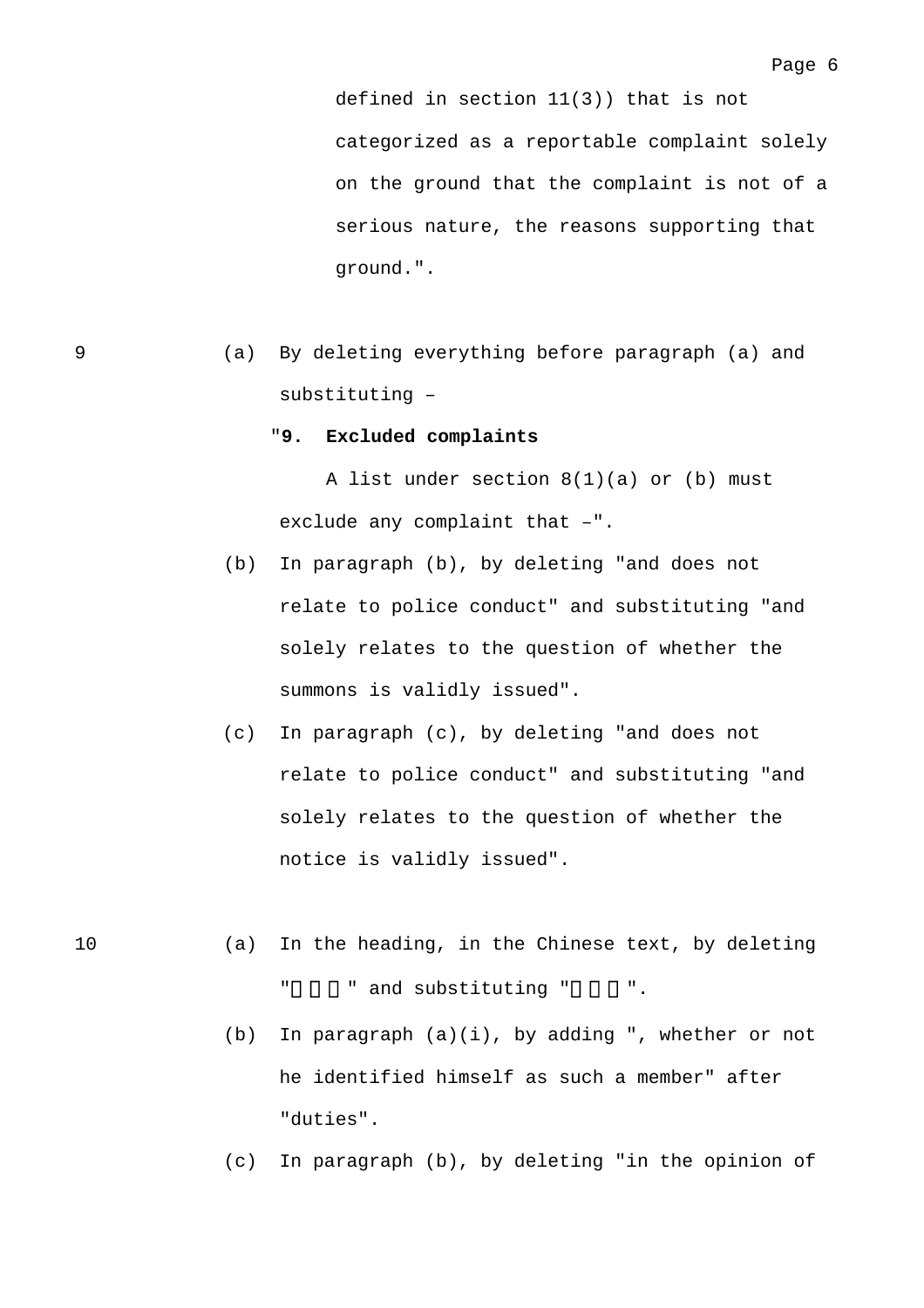defined in section 11(3)) that is not categorized as a reportable complaint solely on the ground that the complaint is not of a serious nature, the reasons supporting that ground.".

9 (a) By deleting everything before paragraph (a) and substituting –

"**9. Excluded complaints**

A list under section 8(1)(a) or (b) must exclude any complaint that –".

(b) In paragraph (b), by deleting "and does not relate to police conduct" and substituting "and solely relates to the question of whether the summons is validly issued".

(c) In paragraph (c), by deleting "and does not relate to police conduct" and substituting "and solely relates to the question of whether the notice is validly issued".

10 (a) In the heading, in the Chinese text, by deleting "　　　" and substituting "　　　".

(b) In paragraph (a)(i), by adding ", whether or not he identified himself as such a member" after "duties".

(c) In paragraph (b), by deleting "in the opinion of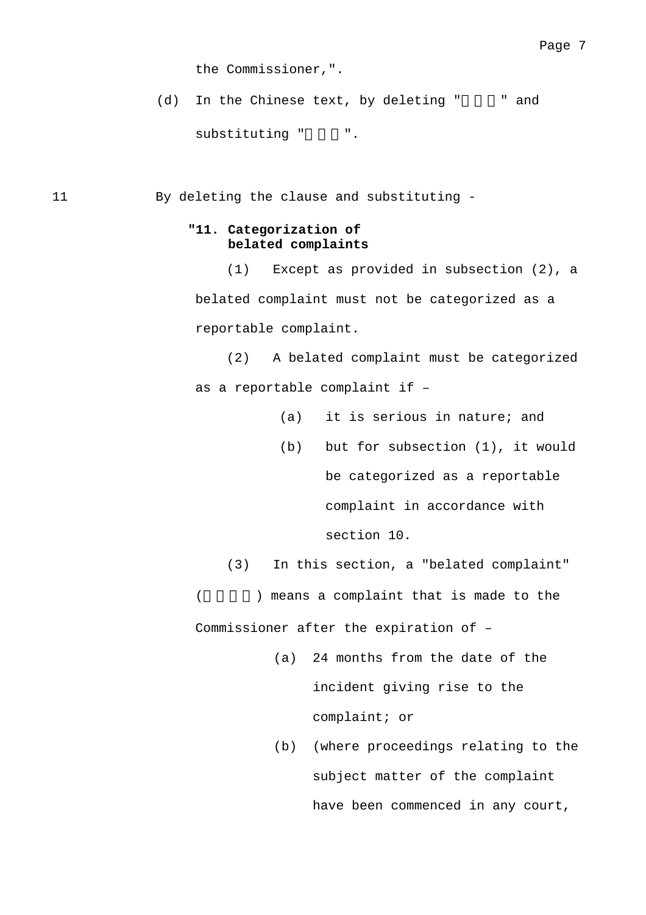the Commissioner,".

(d) In the Chinese text, by deleting "   " and substituting "   ".

11 By deleting the clause and substituting -

**"11. Categorization of belated complaints**

(1) Except as provided in subsection (2), a belated complaint must not be categorized as a reportable complaint.

(2) A belated complaint must be categorized as a reportable complaint if –

(a) it is serious in nature; and

(b) but for subsection (1), it would be categorized as a reportable complaint in accordance with section 10.

(3) In this section, a "belated complaint" (    ) means a complaint that is made to the Commissioner after the expiration of –

(a) 24 months from the date of the incident giving rise to the complaint; or

(b) (where proceedings relating to the subject matter of the complaint have been commenced in any court,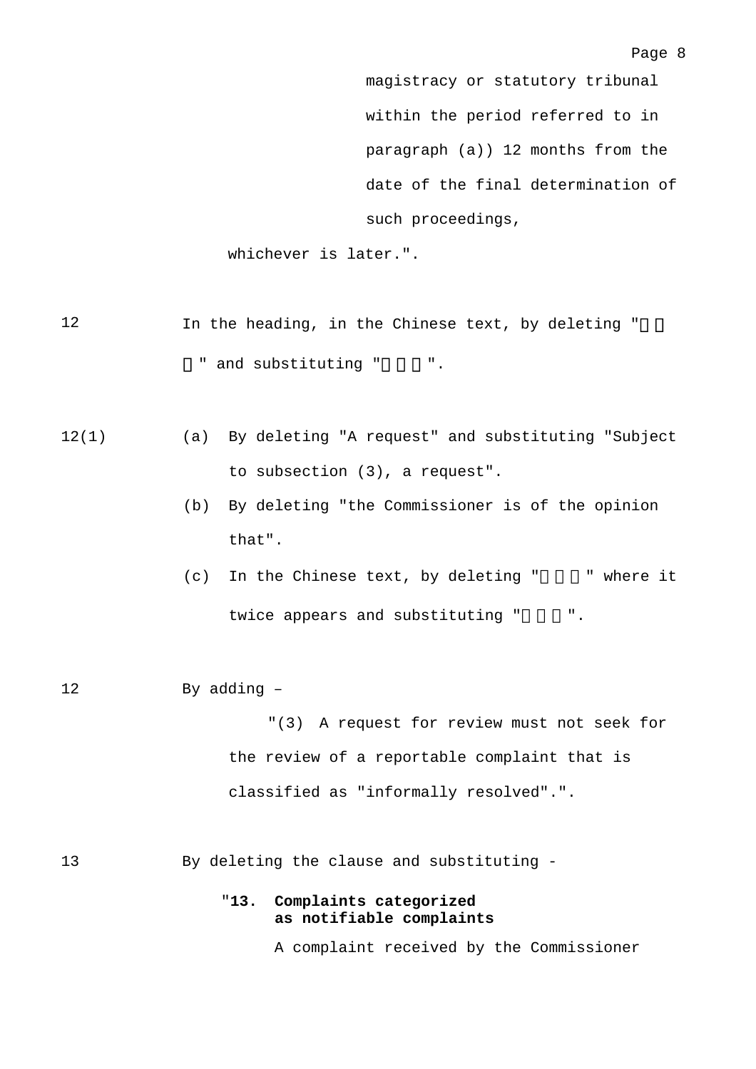magistracy or statutory tribunal within the period referred to in paragraph (a)) 12 months from the date of the final determination of such proceedings,

whichever is later.".

12 In the heading, in the Chinese text, by deleting "□□□" and substituting "□□□".

12(1)

(a) By deleting "A request" and substituting "Subject to subsection (3), a request".

(b) By deleting "the Commissioner is of the opinion that".

(c) In the Chinese text, by deleting "□□□" where it twice appears and substituting "□□□".

12 By adding –

"(3) A request for review must not seek for the review of a reportable complaint that is classified as "informally resolved".".

13 By deleting the clause and substituting -

"**13. Complaints categorized as notifiable complaints**

A complaint received by the Commissioner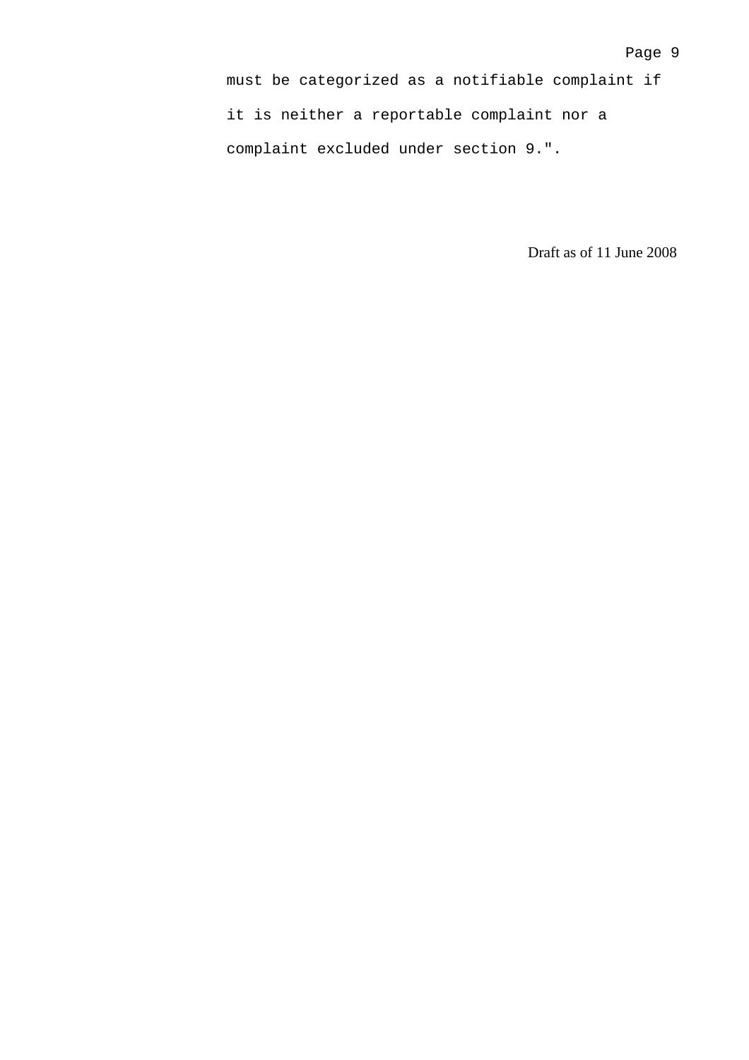must be categorized as a notifiable complaint if it is neither a reportable complaint nor a complaint excluded under section 9.".

Draft as of 11 June 2008